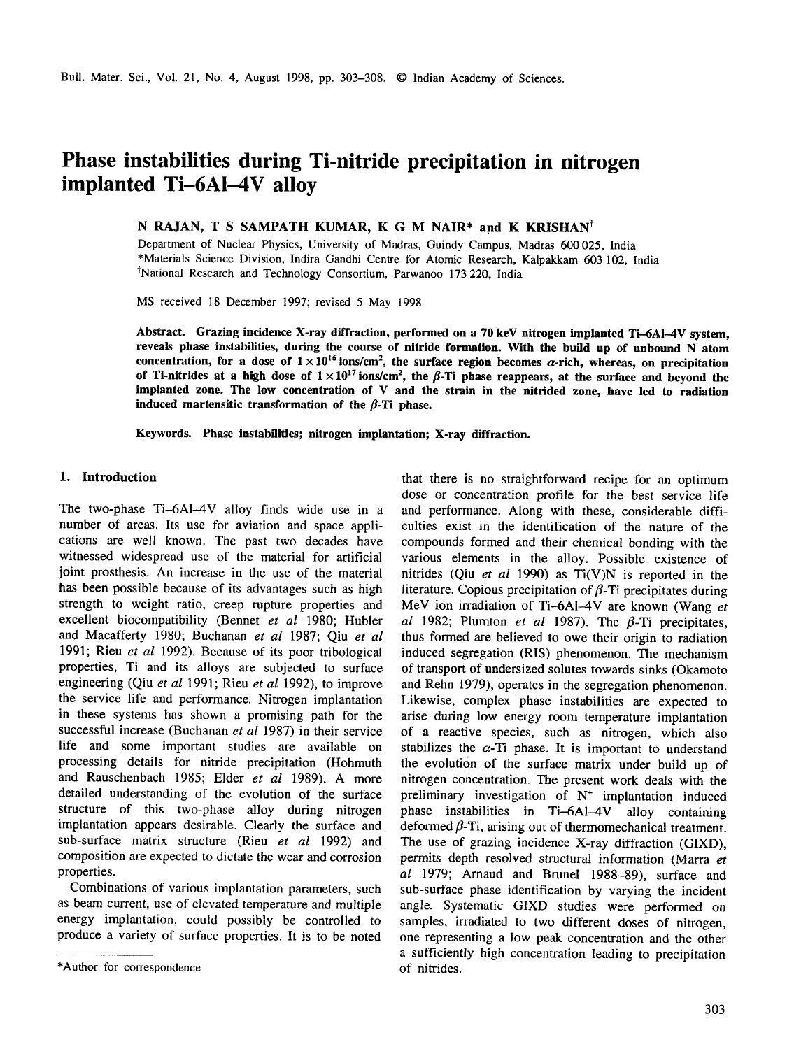# Phase instabilities during Ti-nitride precipitation in nitrogen implanted Ti–6Al–4V alloy

**N RAJAN, T S SAMPATH KUMAR, K G M NAIR* and K KRISHAN[†]**

Department of Nuclear Physics, University of Madras, Guindy Campus, Madras 600 025, India
*Materials Science Division, Indira Gandhi Centre for Atomic Research, Kalpakkam 603 102, India
[†]National Research and Technology Consortium, Parwanoo 173 220, India

MS received 18 December 1997; revised 5 May 1998

**Abstract.** Grazing incidence X-ray diffraction, performed on a 70 keV nitrogen implanted Ti–6Al–4V system, reveals phase instabilities, during the course of nitride formation. With the build up of unbound N atom concentration, for a dose of $1 \times 10^{16}$ ions/cm$^2$, the surface region becomes $\alpha$-rich, whereas, on precipitation of Ti-nitrides at a high dose of $1 \times 10^{17}$ ions/cm$^2$, the $\beta$-Ti phase reappears, at the surface and beyond the implanted zone. The low concentration of V and the strain in the nitrided zone, have led to radiation induced martensitic transformation of the $\beta$-Ti phase.

**Keywords.** Phase instabilities; nitrogen implantation; X-ray diffraction.

## 1. Introduction

The two-phase Ti–6Al–4V alloy finds wide use in a number of areas. Its use for aviation and space applications are well known. The past two decades have witnessed widespread use of the material for artificial joint prosthesis. An increase in the use of the material has been possible because of its advantages such as high strength to weight ratio, creep rupture properties and excellent biocompatibility (Bennet *et al* 1980; Hubler and Macafferty 1980; Buchanan *et al* 1987; Qiu *et al* 1991; Rieu *et al* 1992). Because of its poor tribological properties, Ti and its alloys are subjected to surface engineering (Qiu *et al* 1991; Rieu *et al* 1992), to improve the service life and performance. Nitrogen implantation in these systems has shown a promising path for the successful increase (Buchanan *et al* 1987) in their service life and some important studies are available on processing details for nitride precipitation (Hohmuth and Rauschenbach 1985; Elder *et al* 1989). A more detailed understanding of the evolution of the surface structure of this two-phase alloy during nitrogen implantation appears desirable. Clearly the surface and sub-surface matrix structure (Rieu *et al* 1992) and composition are expected to dictate the wear and corrosion properties.

Combinations of various implantation parameters, such as beam current, use of elevated temperature and multiple energy implantation, could possibly be controlled to produce a variety of surface properties. It is to be noted that there is no straightforward recipe for an optimum dose or concentration profile for the best service life and performance. Along with these, considerable difficulties exist in the identification of the nature of the compounds formed and their chemical bonding with the various elements in the alloy. Possible existence of nitrides (Qiu *et al* 1990) as Ti(V)N is reported in the literature. Copious precipitation of $\beta$-Ti precipitates during MeV ion irradiation of Ti–6Al–4V are known (Wang *et al* 1982; Plumton *et al* 1987). The $\beta$-Ti precipitates, thus formed are believed to owe their origin to radiation induced segregation (RIS) phenomenon. The mechanism of transport of undersized solutes towards sinks (Okamoto and Rehn 1979), operates in the segregation phenomenon. Likewise, complex phase instabilities are expected to arise during low energy room temperature implantation of a reactive species, such as nitrogen, which also stabilizes the $\alpha$-Ti phase. It is important to understand the evolution of the surface matrix under build up of nitrogen concentration. The present work deals with the preliminary investigation of N$^+$ implantation induced phase instabilities in Ti–6Al–4V alloy containing deformed $\beta$-Ti, arising out of thermomechanical treatment. The use of grazing incidence X-ray diffraction (GIXD), permits depth resolved structural information (Marra *et al* 1979; Arnaud and Brunel 1988–89), surface and sub-surface phase identification by varying the incident angle. Systematic GIXD studies were performed on samples, irradiated to two different doses of nitrogen, one representing a low peak concentration and the other a sufficiently high concentration leading to precipitation of nitrides.

*Author for correspondence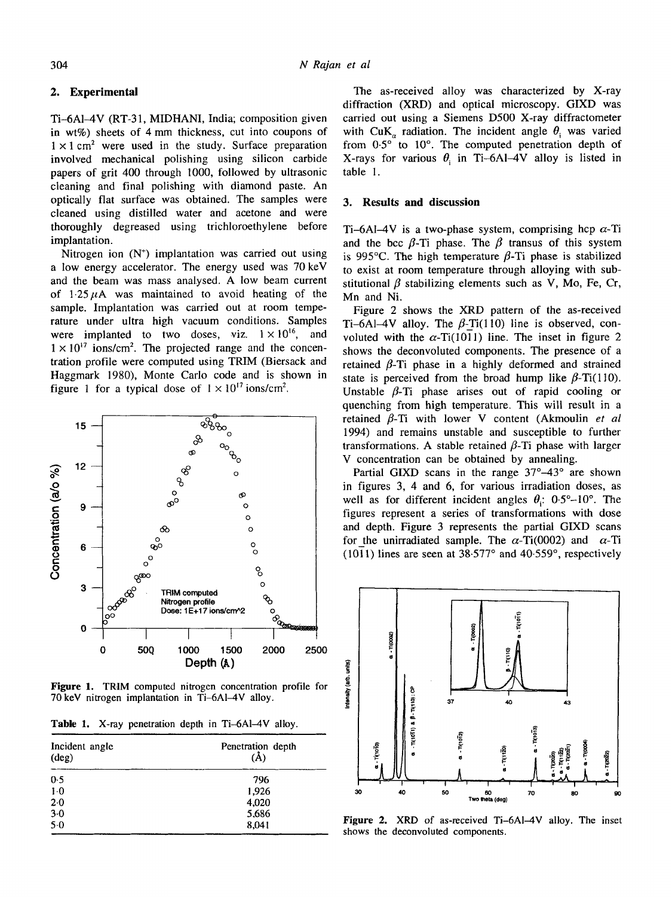## 2. Experimental

Ti–6Al–4V (RT-31, MIDHANI, India; composition given in wt%) sheets of 4 mm thickness, cut into coupons of $1 \times 1$ cm$^2$ were used in the study. Surface preparation involved mechanical polishing using silicon carbide papers of grit 400 through 1000, followed by ultrasonic cleaning and final polishing with diamond paste. An optically flat surface was obtained. The samples were cleaned using distilled water and acetone and were thoroughly degreased using trichloroethylene before implantation.

Nitrogen ion ($N^+$) implantation was carried out using a low energy accelerator. The energy used was 70 keV and the beam was mass analysed. A low beam current of 1·25 $\mu$A was maintained to avoid heating of the sample. Implantation was carried out at room temperature under ultra high vacuum conditions. Samples were implanted to two doses, viz. $1 \times 10^{16}$, and $1 \times 10^{17}$ ions/cm$^2$. The projected range and the concentration profile were computed using TRIM (Biersack and Haggmark 1980), Monte Carlo code and is shown in figure 1 for a typical dose of $1 \times 10^{17}$ ions/cm$^2$.

Figure 1. TRIM computed nitrogen concentration profile for 70 keV nitrogen implantation in Ti–6Al–4V alloy.

Table 1. X-ray penetration depth in Ti–6Al–4V alloy.

| Incident angle (deg) | Penetration depth (Å) |
|---|---|
| 0·5 | 796 |
| 1·0 | 1,926 |
| 2·0 | 4,020 |
| 3·0 | 5,686 |
| 5·0 | 8,041 |

The as-received alloy was characterized by X-ray diffraction (XRD) and optical microscopy. GIXD was carried out using a Siemens D500 X-ray diffractometer with CuK$_\alpha$ radiation. The incident angle $\theta_i$ was varied from 0·5° to 10°. The computed penetration depth of X-rays for various $\theta_i$ in Ti–6Al–4V alloy is listed in table 1.

## 3. Results and discussion

Ti–6Al–4V is a two-phase system, comprising hcp $\alpha$-Ti and the bcc $\beta$-Ti phase. The $\beta$ transus of this system is 995°C. The high temperature $\beta$-Ti phase is stabilized to exist at room temperature through alloying with substitutional $\beta$ stabilizing elements such as V, Mo, Fe, Cr, Mn and Ni.

Figure 2 shows the XRD pattern of the as-received Ti–6Al–4V alloy. The $\beta$-Ti(110) line is observed, convoluted with the $\alpha$-Ti(10$\bar{1}$1) line. The inset in figure 2 shows the deconvoluted components. The presence of a retained $\beta$-Ti phase in a highly deformed and strained state is perceived from the broad hump like $\beta$-Ti(110). Unstable $\beta$-Ti phase arises out of rapid cooling or quenching from high temperature. This will result in a retained $\beta$-Ti with lower V content (Akmoulin *et al* 1994) and remains unstable and susceptible to further transformations. A stable retained $\beta$-Ti phase with larger V concentration can be obtained by annealing.

Partial GIXD scans in the range 37°–43° are shown in figures 3, 4 and 6, for various irradiation doses, as well as for different incident angles $\theta_i$: 0·5°–10°. The figures represent a series of transformations with dose and depth. Figure 3 represents the partial GIXD scans for the unirradiated sample. The $\alpha$-Ti(0002) and $\alpha$-Ti (10$\bar{1}$1) lines are seen at 38·577° and 40·559°, respectively

Figure 2. XRD of as-received Ti–6Al–4V alloy. The inset shows the deconvoluted components.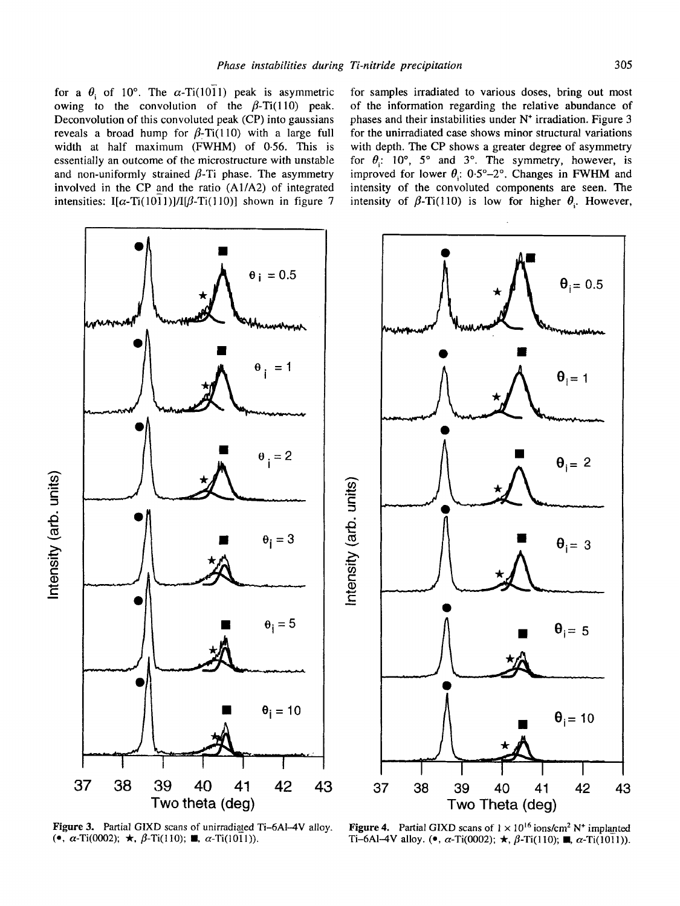for a $\theta_i$ of 10°. The $\alpha$-Ti(10$\bar{1}$1) peak is asymmetric owing to the convolution of the $\beta$-Ti(110) peak. Deconvolution of this convoluted peak (CP) into gaussians reveals a broad hump for $\beta$-Ti(110) with a large full width at half maximum (FWHM) of 0·56. This is essentially an outcome of the microstructure with unstable and non-uniformly strained $\beta$-Ti phase. The asymmetry involved in the CP and the ratio (A1/A2) of integrated intensities: I[$\alpha$-Ti(10$\bar{1}$1)]/I[$\beta$-Ti(110)] shown in figure 7 for samples irradiated to various doses, bring out most of the information regarding the relative abundance of phases and their instabilities under $N^+$ irradiation. Figure 3 for the unirradiated case shows minor structural variations with depth. The CP shows a greater degree of asymmetry for $\theta_i$: 10°, 5° and 3°. The symmetry, however, is improved for lower $\theta_i$: 0·5°–2°. Changes in FWHM and intensity of the convoluted components are seen. The intensity of $\beta$-Ti(110) is low for higher $\theta_i$. However,

**Figure 3.** Partial GIXD scans of unirradiated Ti–6Al–4V alloy. (•, $\alpha$-Ti(0002); ★, $\beta$-Ti(110); ■, $\alpha$-Ti(10$\bar{1}$1)).

**Figure 4.** Partial GIXD scans of $1 \times 10^{16}$ ions/cm² $N^+$ implanted Ti–6Al–4V alloy. (•, $\alpha$-Ti(0002); ★, $\beta$-Ti(110); ■, $\alpha$-Ti(10$\bar{1}$1)).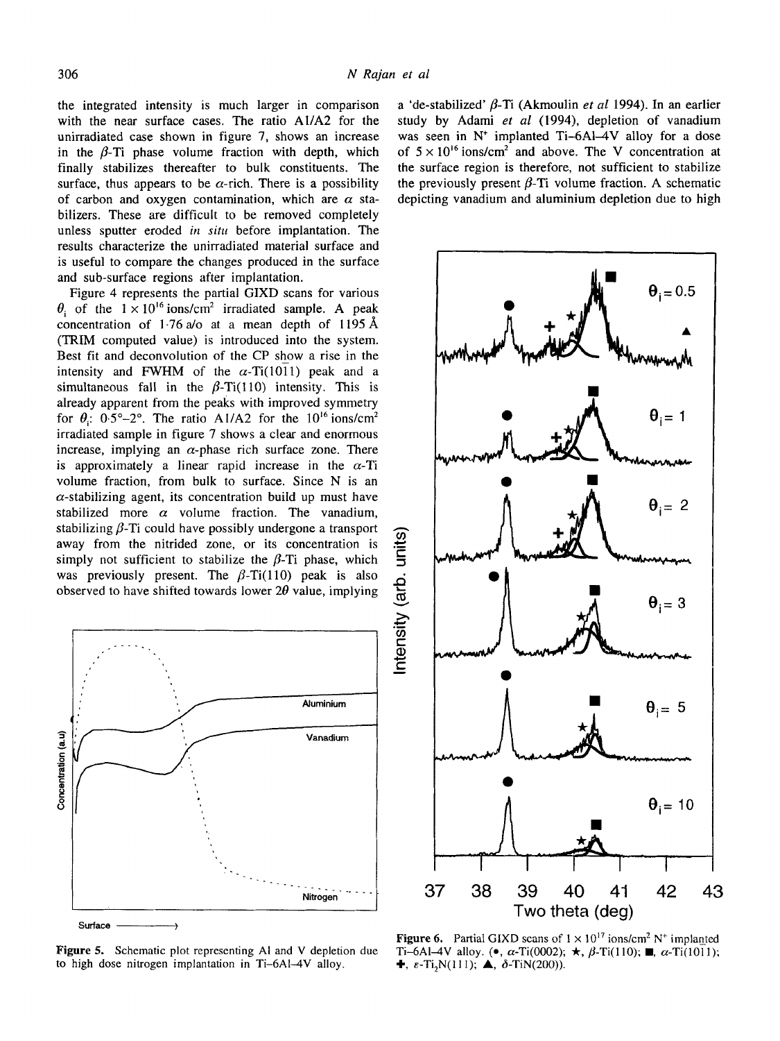the integrated intensity is much larger in comparison with the near surface cases. The ratio A1/A2 for the unirradiated case shown in figure 7, shows an increase in the $\beta$-Ti phase volume fraction with depth, which finally stabilizes thereafter to bulk constituents. The surface, thus appears to be $\alpha$-rich. There is a possibility of carbon and oxygen contamination, which are $\alpha$ stabilizers. These are difficult to be removed completely unless sputter eroded *in situ* before implantation. The results characterize the unirradiated material surface and is useful to compare the changes produced in the surface and sub-surface regions after implantation.

Figure 4 represents the partial GIXD scans for various $\theta_i$ of the $1 \times 10^{16}$ ions/cm$^2$ irradiated sample. A peak concentration of 1·76 a/o at a mean depth of 1195 Å (TRIM computed value) is introduced into the system. Best fit and deconvolution of the CP show a rise in the intensity and FWHM of the $\alpha$-Ti(10$\bar{1}$1) peak and a simultaneous fall in the $\beta$-Ti(110) intensity. This is already apparent from the peaks with improved symmetry for $\theta_i$: 0·5°–2°. The ratio A1/A2 for the $10^{16}$ ions/cm$^2$ irradiated sample in figure 7 shows a clear and enormous increase, implying an $\alpha$-phase rich surface zone. There is approximately a linear rapid increase in the $\alpha$-Ti volume fraction, from bulk to surface. Since N is an $\alpha$-stabilizing agent, its concentration build up must have stabilized more $\alpha$ volume fraction. The vanadium, stabilizing $\beta$-Ti could have possibly undergone a transport away from the nitrided zone, or its concentration is simply not sufficient to stabilize the $\beta$-Ti phase, which was previously present. The $\beta$-Ti(110) peak is also observed to have shifted towards lower $2\theta$ value, implying a 'de-stabilized' $\beta$-Ti (Akmoulin *et al* 1994). In an earlier study by Adami *et al* (1994), depletion of vanadium was seen in N$^+$ implanted Ti–6Al–4V alloy for a dose of $5 \times 10^{16}$ ions/cm$^2$ and above. The V concentration at the surface region is therefore, not sufficient to stabilize the previously present $\beta$-Ti volume fraction. A schematic depicting vanadium and aluminium depletion due to high

**Figure 5.** Schematic plot representing Al and V depletion due to high dose nitrogen implantation in Ti–6Al–4V alloy.

**Figure 6.** Partial GIXD scans of $1 \times 10^{17}$ ions/cm$^2$ N$^+$ implanted Ti–6Al–4V alloy. (●, $\alpha$-Ti(0002); ★, $\beta$-Ti(110); ■, $\alpha$-Ti(10$\bar{1}$1); ✚, $\varepsilon$-$Ti_2N$(111); ▲, $\delta$-TiN(200)).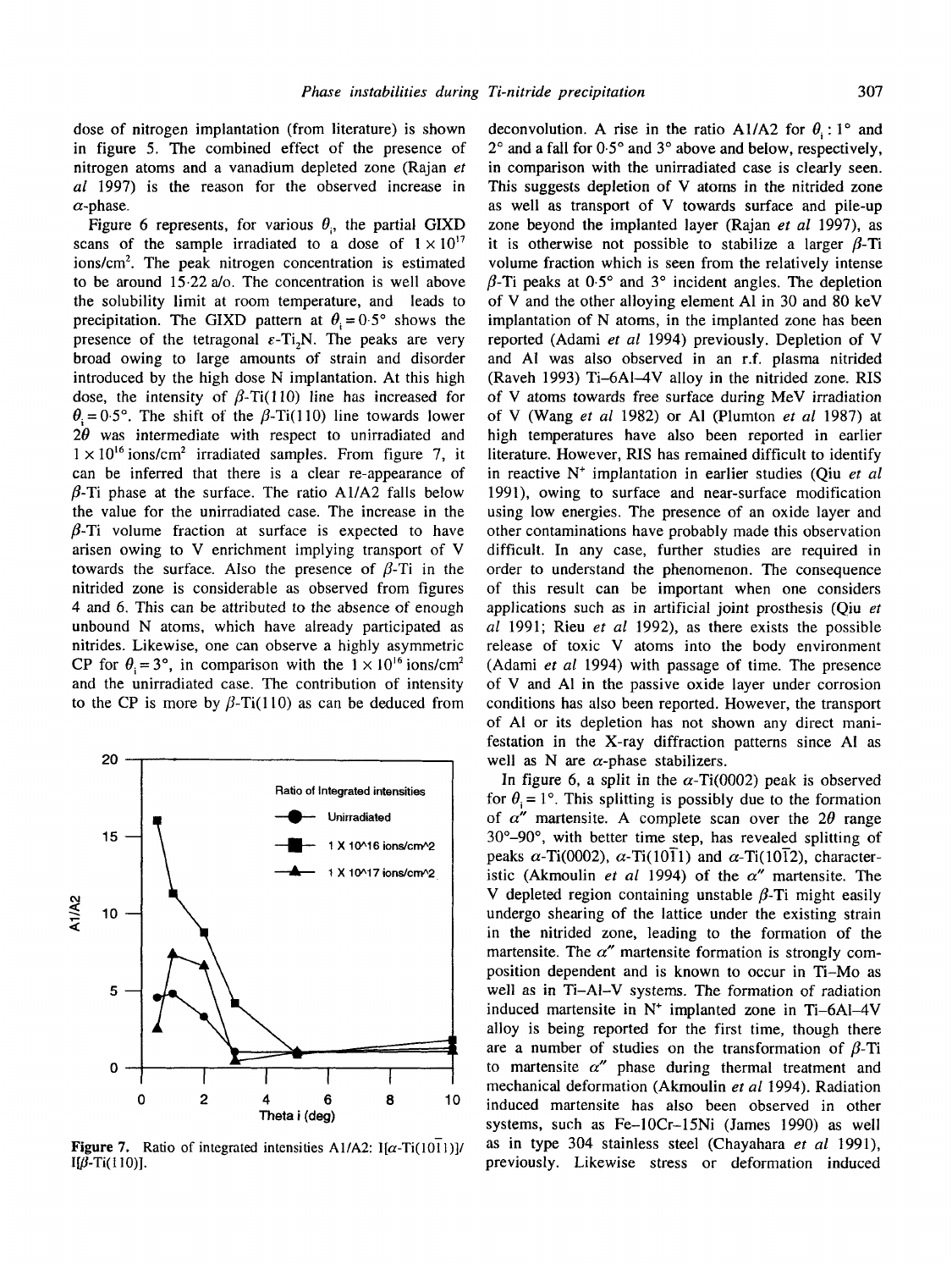dose of nitrogen implantation (from literature) is shown in figure 5. The combined effect of the presence of nitrogen atoms and a vanadium depleted zone (Rajan *et al* 1997) is the reason for the observed increase in $\alpha$-phase.

Figure 6 represents, for various $\theta_i$, the partial GIXD scans of the sample irradiated to a dose of $1 \times 10^{17}$ ions/cm$^2$. The peak nitrogen concentration is estimated to be around 15·22 a/o. The concentration is well above the solubility limit at room temperature, and leads to precipitation. The GIXD pattern at $\theta_i = 0{\cdot}5°$ shows the presence of the tetragonal $\varepsilon$-$Ti_2N$. The peaks are very broad owing to large amounts of strain and disorder introduced by the high dose N implantation. At this high dose, the intensity of $\beta$-Ti(110) line has increased for $\theta_i = 0{\cdot}5°$. The shift of the $\beta$-Ti(110) line towards lower $2\theta$ was intermediate with respect to unirradiated and $1 \times 10^{16}$ ions/cm$^2$ irradiated samples. From figure 7, it can be inferred that there is a clear re-appearance of $\beta$-Ti phase at the surface. The ratio A1/A2 falls below the value for the unirradiated case. The increase in the $\beta$-Ti volume fraction at surface is expected to have arisen owing to V enrichment implying transport of V towards the surface. Also the presence of $\beta$-Ti in the nitrided zone is considerable as observed from figures 4 and 6. This can be attributed to the absence of enough unbound N atoms, which have already participated as nitrides. Likewise, one can observe a highly asymmetric CP for $\theta_i = 3°$, in comparison with the $1 \times 10^{16}$ ions/cm$^2$ and the unirradiated case. The contribution of intensity to the CP is more by $\beta$-Ti(110) as can be deduced from

**Figure 7.** Ratio of integrated intensities A1/A2: I[$\alpha$-Ti($10\bar{1}1$)]/I[$\beta$-Ti(110)].

deconvolution. A rise in the ratio A1/A2 for $\theta_i$ : 1° and 2° and a fall for 0·5° and 3° above and below, respectively, in comparison with the unirradiated case is clearly seen. This suggests depletion of V atoms in the nitrided zone as well as transport of V towards surface and pile-up zone beyond the implanted layer (Rajan *et al* 1997), as it is otherwise not possible to stabilize a larger $\beta$-Ti volume fraction which is seen from the relatively intense $\beta$-Ti peaks at 0·5° and 3° incident angles. The depletion of V and the other alloying element Al in 30 and 80 keV implantation of N atoms, in the implanted zone has been reported (Adami *et al* 1994) previously. Depletion of V and Al was also observed in an r.f. plasma nitrided (Raveh 1993) Ti–6Al–4V alloy in the nitrided zone. RIS of V atoms towards free surface during MeV irradiation of V (Wang *et al* 1982) or Al (Plumton *et al* 1987) at high temperatures have also been reported in earlier literature. However, RIS has remained difficult to identify in reactive $N^+$ implantation in earlier studies (Qiu *et al* 1991), owing to surface and near-surface modification using low energies. The presence of an oxide layer and other contaminations have probably made this observation difficult. In any case, further studies are required in order to understand the phenomenon. The consequence of this result can be important when one considers applications such as in artificial joint prosthesis (Qiu *et al* 1991; Rieu *et al* 1992), as there exists the possible release of toxic V atoms into the body environment (Adami *et al* 1994) with passage of time. The presence of V and Al in the passive oxide layer under corrosion conditions has also been reported. However, the transport of Al or its depletion has not shown any direct manifestation in the X-ray diffraction patterns since Al as well as N are $\alpha$-phase stabilizers.

In figure 6, a split in the $\alpha$-Ti(0002) peak is observed for $\theta_i = 1°$. This splitting is possibly due to the formation of $\alpha''$ martensite. A complete scan over the $2\theta$ range 30°–90°, with better time step, has revealed splitting of peaks $\alpha$-Ti(0002), $\alpha$-Ti($10\bar{1}1$) and $\alpha$-Ti($10\bar{1}2$), characteristic (Akmoulin *et al* 1994) of the $\alpha''$ martensite. The V depleted region containing unstable $\beta$-Ti might easily undergo shearing of the lattice under the existing strain in the nitrided zone, leading to the formation of the martensite. The $\alpha''$ martensite formation is strongly composition dependent and is known to occur in Ti–Mo as well as in Ti–Al–V systems. The formation of radiation induced martensite in $N^+$ implanted zone in Ti–6Al–4V alloy is being reported for the first time, though there are a number of studies on the transformation of $\beta$-Ti to martensite $\alpha''$ phase during thermal treatment and mechanical deformation (Akmoulin *et al* 1994). Radiation induced martensite has also been observed in other systems, such as Fe–10Cr–15Ni (James 1990) as well as in type 304 stainless steel (Chayahara *et al* 1991), previously. Likewise stress or deformation induced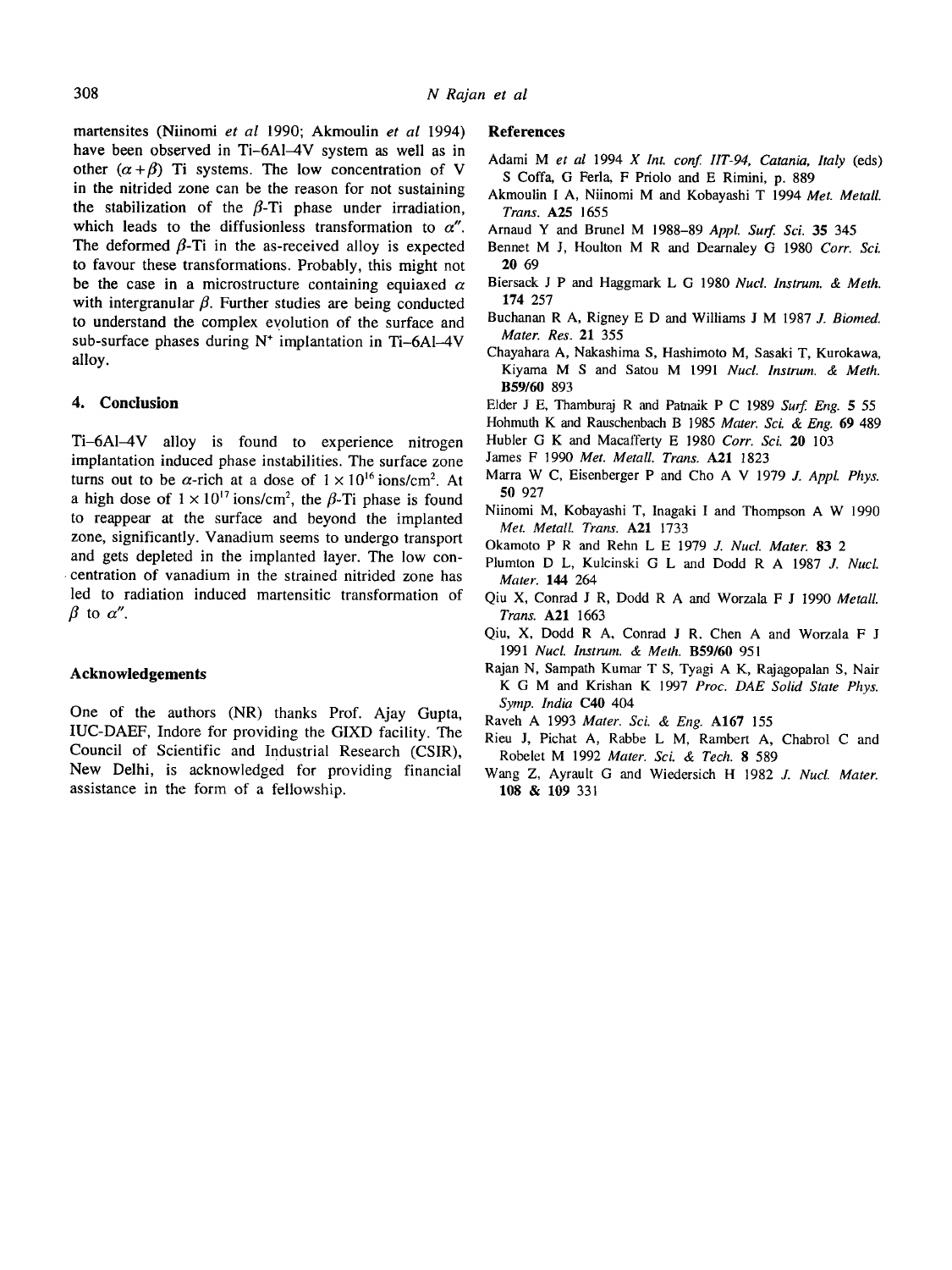martensites (Niinomi *et al* 1990; Akmoulin *et al* 1994) have been observed in Ti–6Al–4V system as well as in other $(\alpha+\beta)$ Ti systems. The low concentration of V in the nitrided zone can be the reason for not sustaining the stabilization of the $\beta$-Ti phase under irradiation, which leads to the diffusionless transformation to $\alpha''$. The deformed $\beta$-Ti in the as-received alloy is expected to favour these transformations. Probably, this might not be the case in a microstructure containing equiaxed $\alpha$ with intergranular $\beta$. Further studies are being conducted to understand the complex evolution of the surface and sub-surface phases during $N^+$ implantation in Ti–6Al–4V alloy.

## 4. Conclusion

Ti–6Al–4V alloy is found to experience nitrogen implantation induced phase instabilities. The surface zone turns out to be $\alpha$-rich at a dose of $1\times10^{16}$ ions/cm$^2$. At a high dose of $1\times10^{17}$ ions/cm$^2$, the $\beta$-Ti phase is found to reappear at the surface and beyond the implanted zone, significantly. Vanadium seems to undergo transport and gets depleted in the implanted layer. The low concentration of vanadium in the strained nitrided zone has led to radiation induced martensitic transformation of $\beta$ to $\alpha''$.

## Acknowledgements

One of the authors (NR) thanks Prof. Ajay Gupta, IUC-DAEF, Indore for providing the GIXD facility. The Council of Scientific and Industrial Research (CSIR), New Delhi, is acknowledged for providing financial assistance in the form of a fellowship.

## References

Adami M *et al* 1994 *X Int. conf. IIT-94, Catania, Italy* (eds) S Coffa, G Ferla, F Priolo and E Rimini, p. 889

Akmoulin I A, Niinomi M and Kobayashi T 1994 *Met. Metall. Trans.* **A25** 1655

Arnaud Y and Brunel M 1988–89 *Appl. Surf. Sci.* **35** 345

Bennet M J, Houlton M R and Dearnaley G 1980 *Corr. Sci.* **20** 69

Biersack J P and Haggmark L G 1980 *Nucl. Instrum. & Meth.* **174** 257

Buchanan R A, Rigney E D and Williams J M 1987 *J. Biomed. Mater. Res.* **21** 355

Chayahara A, Nakashima S, Hashimoto M, Sasaki T, Kurokawa, Kiyama M S and Satou M 1991 *Nucl. Instrum. & Meth.* **B59/60** 893

Elder J E, Thamburaj R and Patnaik P C 1989 *Surf. Eng.* **5** 55

Hohmuth K and Rauschenbach B 1985 *Mater. Sci. & Eng.* **69** 489

Hubler G K and Macafferty E 1980 *Corr. Sci.* **20** 103

James F 1990 *Met. Metall. Trans.* **A21** 1823

Marra W C, Eisenberger P and Cho A V 1979 *J. Appl. Phys.* **50** 927

Niinomi M, Kobayashi T, Inagaki I and Thompson A W 1990 *Met. Metall. Trans.* **A21** 1733

Okamoto P R and Rehn L E 1979 *J. Nucl. Mater.* **83** 2

Plumton D L, Kulcinski G L and Dodd R A 1987 *J. Nucl. Mater.* **144** 264

Qiu X, Conrad J R, Dodd R A and Worzala F J 1990 *Metall. Trans.* **A21** 1663

Qiu, X, Dodd R A, Conrad J R, Chen A and Worzala F J 1991 *Nucl. Instrum. & Meth.* **B59/60** 951

Rajan N, Sampath Kumar T S, Tyagi A K, Rajagopalan S, Nair K G M and Krishan K 1997 *Proc. DAE Solid State Phys. Symp. India* **C40** 404

Raveh A 1993 *Mater. Sci. & Eng.* **A167** 155

Rieu J, Pichat A, Rabbe L M, Rambert A, Chabrol C and Robelet M 1992 *Mater. Sci. & Tech.* **8** 589

Wang Z, Ayrault G and Wiedersich H 1982 *J. Nucl. Mater.* **108 & 109** 331